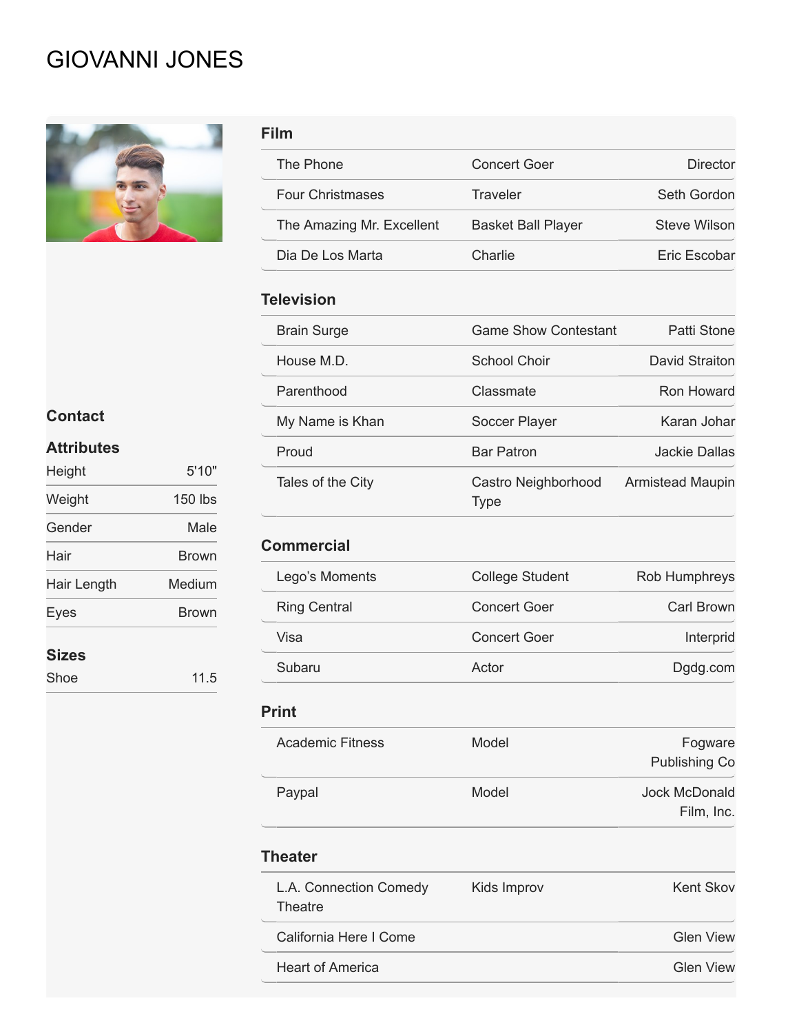# GIOVANNI JONES

## Contact

## Attributes

| | |
|---|---|
| Height | 5'10" |
| Weight | 150 lbs |
| Gender | Male |
| Hair | Brown |
| Hair Length | Medium |
| Eyes | Brown |

## Sizes

| | |
|---|---|
| Shoe | 11.5 |

## Film

| | | |
|---|---|---|
| The Phone | Concert Goer | Director |
| Four Christmases | Traveler | Seth Gordon |
| The Amazing Mr. Excellent | Basket Ball Player | Steve Wilson |
| Dia De Los Marta | Charlie | Eric Escobar |

## Television

| | | |
|---|---|---|
| Brain Surge | Game Show Contestant | Patti Stone |
| House M.D. | School Choir | David Straiton |
| Parenthood | Classmate | Ron Howard |
| My Name is Khan | Soccer Player | Karan Johar |
| Proud | Bar Patron | Jackie Dallas |
| Tales of the City | Castro Neighborhood Type | Armistead Maupin |

## Commercial

| | | |
|---|---|---|
| Lego's Moments | College Student | Rob Humphreys |
| Ring Central | Concert Goer | Carl Brown |
| Visa | Concert Goer | Interprid |
| Subaru | Actor | Dgdg.com |

## Print

| | | |
|---|---|---|
| Academic Fitness | Model | Fogware Publishing Co |
| Paypal | Model | Jock McDonald Film, Inc. |

## Theater

| | | |
|---|---|---|
| L.A. Connection Comedy Theatre | Kids Improv | Kent Skov |
| California Here I Come | | Glen View |
| Heart of America | | Glen View |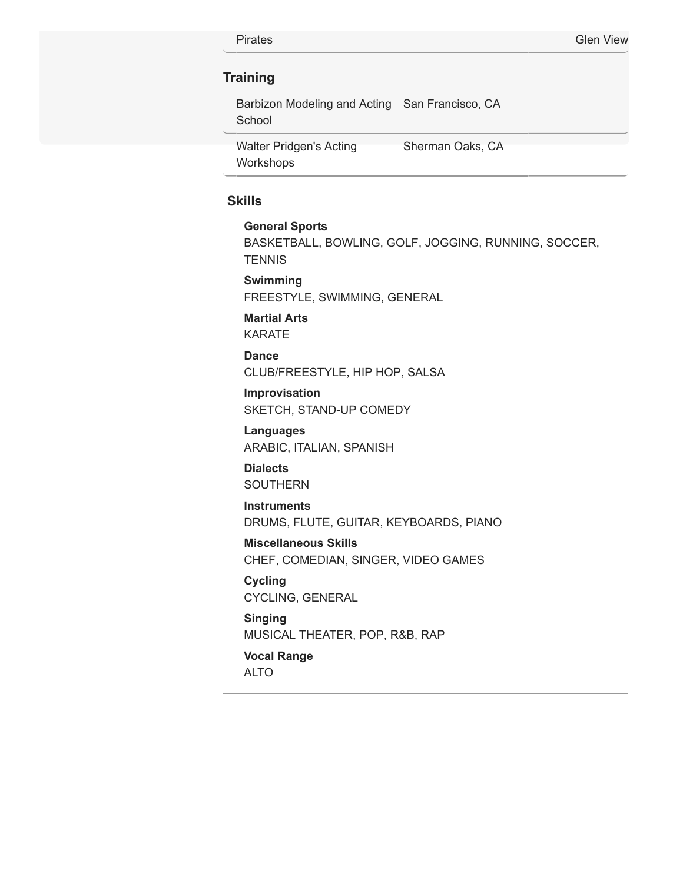| | | |
|---|---|---|
| Pirates | | Glen View |

## Training

| | | |
|---|---|---|
| Barbizon Modeling and Acting School | San Francisco, CA | |
| Walter Pridgen's Acting Workshops | Sherman Oaks, CA | |

## Skills

**General Sports**
BASKETBALL, BOWLING, GOLF, JOGGING, RUNNING, SOCCER, TENNIS

**Swimming**
FREESTYLE, SWIMMING, GENERAL

**Martial Arts**
KARATE

**Dance**
CLUB/FREESTYLE, HIP HOP, SALSA

**Improvisation**
SKETCH, STAND-UP COMEDY

**Languages**
ARABIC, ITALIAN, SPANISH

**Dialects**
SOUTHERN

**Instruments**
DRUMS, FLUTE, GUITAR, KEYBOARDS, PIANO

**Miscellaneous Skills**
CHEF, COMEDIAN, SINGER, VIDEO GAMES

**Cycling**
CYCLING, GENERAL

**Singing**
MUSICAL THEATER, POP, R&B, RAP

**Vocal Range**
ALTO